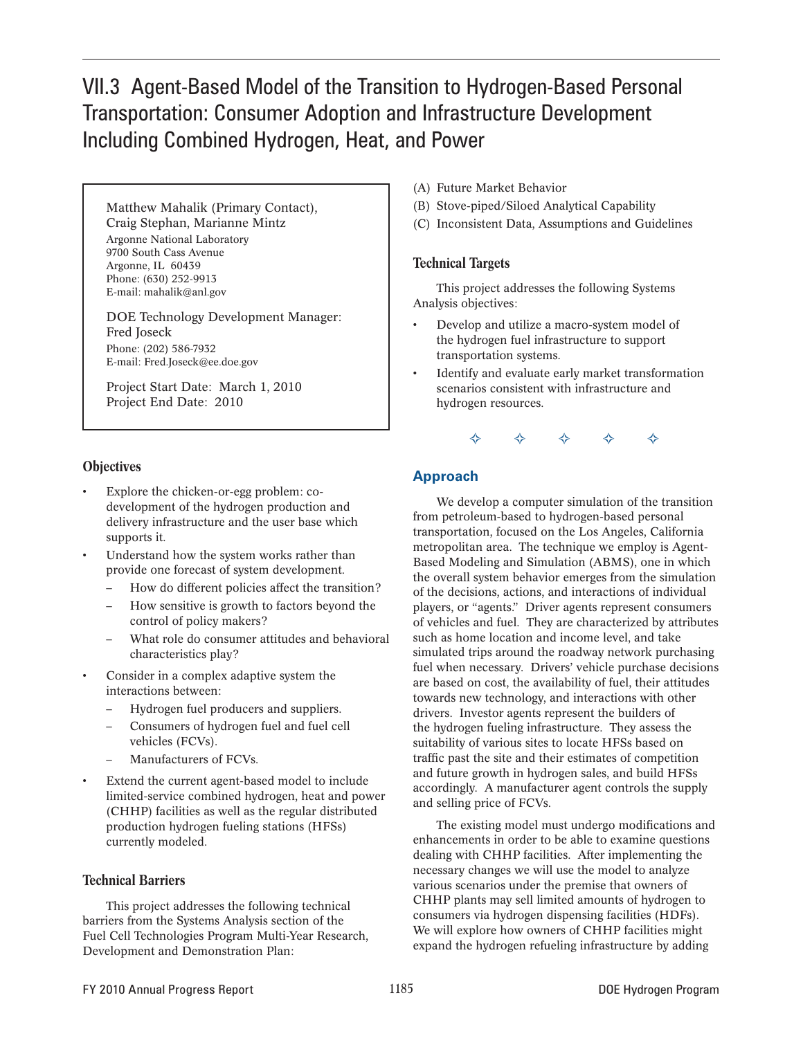# VII.3 Agent-Based Model of the Transition to Hydrogen-Based Personal Transportation: Consumer Adoption and Infrastructure Development Including Combined Hydrogen, Heat, and Power

Matthew Mahalik (Primary Contact), Craig Stephan, Marianne Mintz
Argonne National Laboratory
9700 South Cass Avenue
Argonne, IL 60439
Phone: (630) 252-9913
E-mail: mahalik@anl.gov

DOE Technology Development Manager: Fred Joseck
Phone: (202) 586-7932
E-mail: Fred.Joseck@ee.doe.gov

Project Start Date: March 1, 2010
Project End Date: 2010

## Objectives

- Explore the chicken-or-egg problem: co-development of the hydrogen production and delivery infrastructure and the user base which supports it.
- Understand how the system works rather than provide one forecast of system development.
  - How do different policies affect the transition?
  - How sensitive is growth to factors beyond the control of policy makers?
  - What role do consumer attitudes and behavioral characteristics play?
- Consider in a complex adaptive system the interactions between:
  - Hydrogen fuel producers and suppliers.
  - Consumers of hydrogen fuel and fuel cell vehicles (FCVs).
  - Manufacturers of FCVs.
- Extend the current agent-based model to include limited-service combined hydrogen, heat and power (CHHP) facilities as well as the regular distributed production hydrogen fueling stations (HFSs) currently modeled.

## Technical Barriers

This project addresses the following technical barriers from the Systems Analysis section of the Fuel Cell Technologies Program Multi-Year Research, Development and Demonstration Plan:

(A) Future Market Behavior
(B) Stove-piped/Siloed Analytical Capability
(C) Inconsistent Data, Assumptions and Guidelines

## Technical Targets

This project addresses the following Systems Analysis objectives:

- Develop and utilize a macro-system model of the hydrogen fuel infrastructure to support transportation systems.
- Identify and evaluate early market transformation scenarios consistent with infrastructure and hydrogen resources.

## Approach

We develop a computer simulation of the transition from petroleum-based to hydrogen-based personal transportation, focused on the Los Angeles, California metropolitan area. The technique we employ is Agent-Based Modeling and Simulation (ABMS), one in which the overall system behavior emerges from the simulation of the decisions, actions, and interactions of individual players, or "agents." Driver agents represent consumers of vehicles and fuel. They are characterized by attributes such as home location and income level, and take simulated trips around the roadway network purchasing fuel when necessary. Drivers' vehicle purchase decisions are based on cost, the availability of fuel, their attitudes towards new technology, and interactions with other drivers. Investor agents represent the builders of the hydrogen fueling infrastructure. They assess the suitability of various sites to locate HFSs based on traffic past the site and their estimates of competition and future growth in hydrogen sales, and build HFSs accordingly. A manufacturer agent controls the supply and selling price of FCVs.

The existing model must undergo modifications and enhancements in order to be able to examine questions dealing with CHHP facilities. After implementing the necessary changes we will use the model to analyze various scenarios under the premise that owners of CHHP plants may sell limited amounts of hydrogen to consumers via hydrogen dispensing facilities (HDFs). We will explore how owners of CHHP facilities might expand the hydrogen refueling infrastructure by adding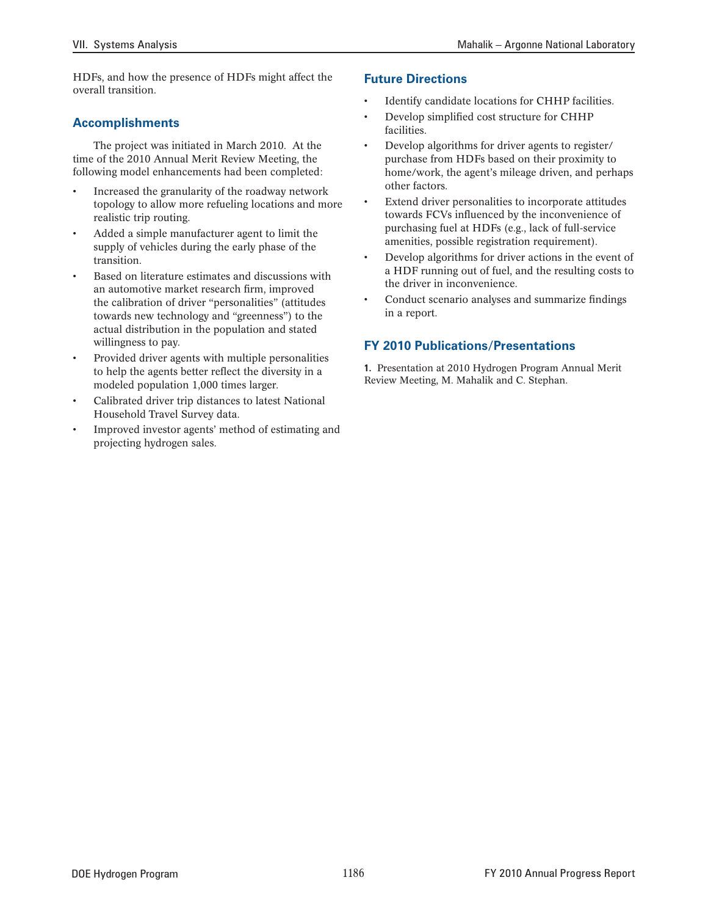HDFs, and how the presence of HDFs might affect the overall transition.

## Accomplishments

The project was initiated in March 2010. At the time of the 2010 Annual Merit Review Meeting, the following model enhancements had been completed:

- Increased the granularity of the roadway network topology to allow more refueling locations and more realistic trip routing.
- Added a simple manufacturer agent to limit the supply of vehicles during the early phase of the transition.
- Based on literature estimates and discussions with an automotive market research firm, improved the calibration of driver "personalities" (attitudes towards new technology and "greenness") to the actual distribution in the population and stated willingness to pay.
- Provided driver agents with multiple personalities to help the agents better reflect the diversity in a modeled population 1,000 times larger.
- Calibrated driver trip distances to latest National Household Travel Survey data.
- Improved investor agents' method of estimating and projecting hydrogen sales.

## Future Directions

- Identify candidate locations for CHHP facilities.
- Develop simplified cost structure for CHHP facilities.
- Develop algorithms for driver agents to register/purchase from HDFs based on their proximity to home/work, the agent's mileage driven, and perhaps other factors.
- Extend driver personalities to incorporate attitudes towards FCVs influenced by the inconvenience of purchasing fuel at HDFs (e.g., lack of full-service amenities, possible registration requirement).
- Develop algorithms for driver actions in the event of a HDF running out of fuel, and the resulting costs to the driver in inconvenience.
- Conduct scenario analyses and summarize findings in a report.

## FY 2010 Publications/Presentations

**1.** Presentation at 2010 Hydrogen Program Annual Merit Review Meeting, M. Mahalik and C. Stephan.